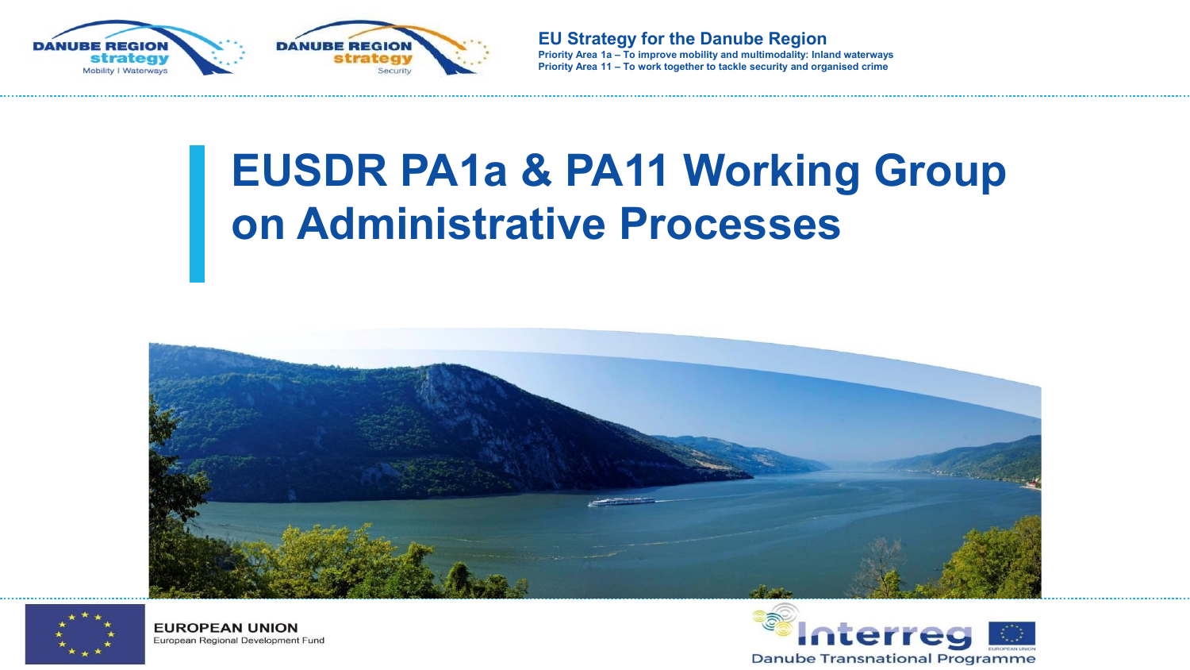**EU Strategy for the Danube Region**

**Priority Area 1a – To improve mobility and multimodality: Inland waterways**

**Priority Area 11 – To work together to tackle security and organised crime**

# EUSDR PA1a & PA11 Working Group on Administrative Processes

EUROPEAN UNION
European Regional Development Fund

Interreg
Danube Transnational Programme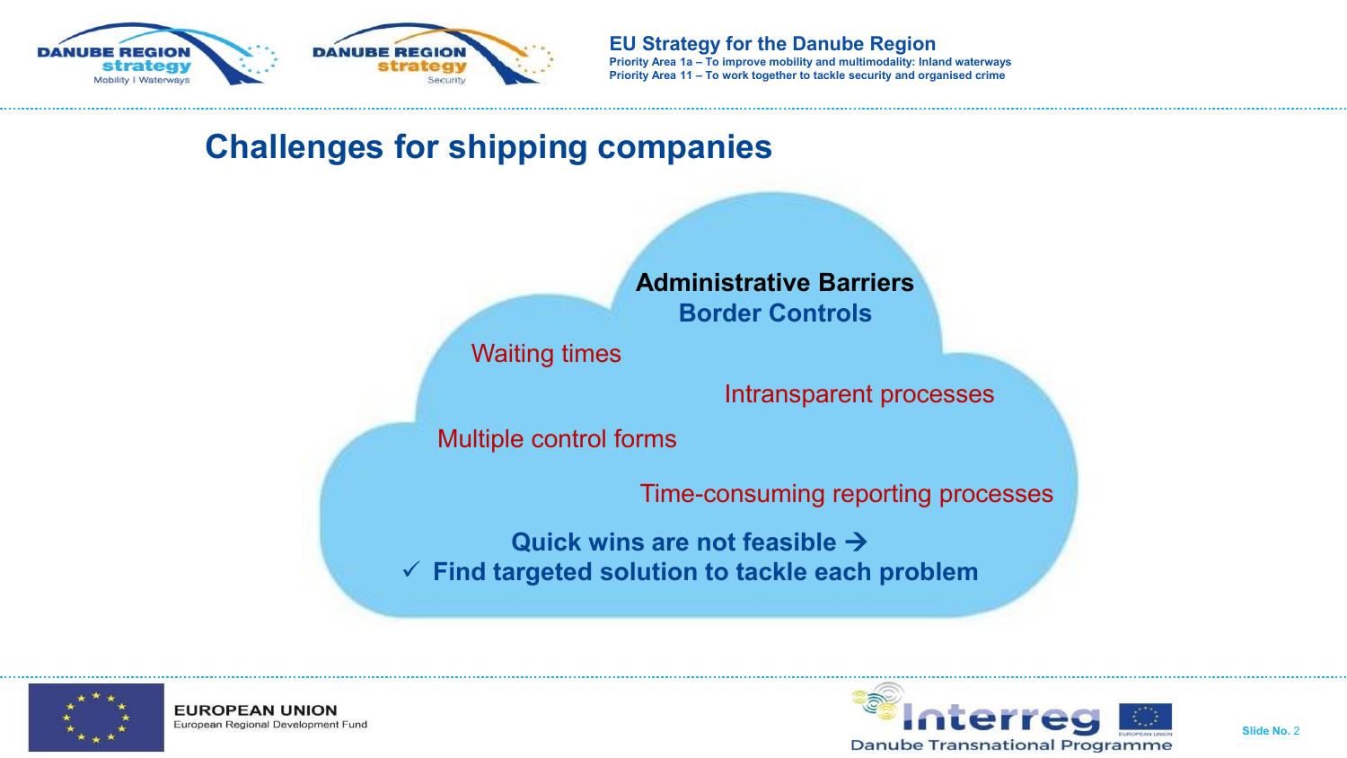## Challenges for shipping companies

**Administrative Barriers**

**Border Controls**

- Waiting times
- Intransparent processes
- Multiple control forms
- Time-consuming reporting processes

**Quick wins are not feasible →**

**✓ Find targeted solution to tackle each problem**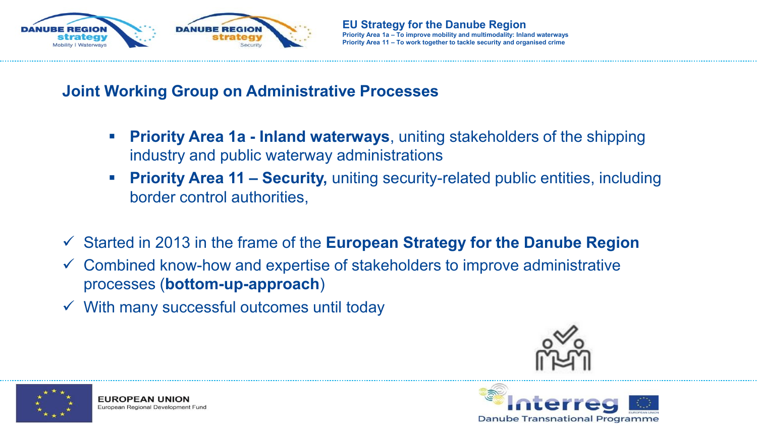## Joint Working Group on Administrative Processes

- **Priority Area 1a - Inland waterways**, uniting stakeholders of the shipping industry and public waterway administrations
- **Priority Area 11 – Security,** uniting security-related public entities, including border control authorities,

- ✓ Started in 2013 in the frame of the **European Strategy for the Danube Region**
- ✓ Combined know-how and expertise of stakeholders to improve administrative processes (**bottom-up-approach**)
- ✓ With many successful outcomes until today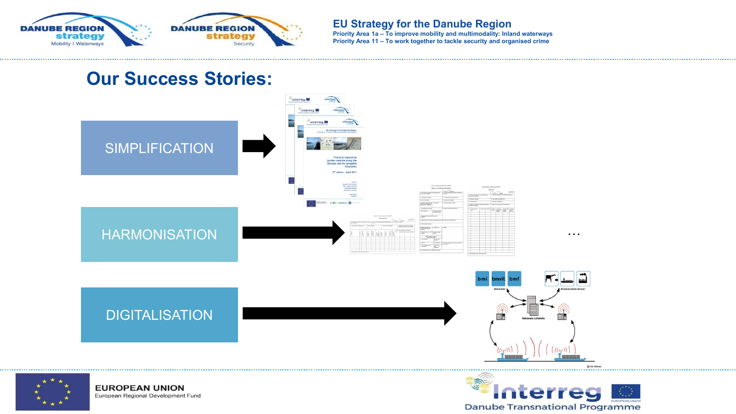# EU Strategy for the Danube Region

Priority Area 1a – To improve mobility and multimodality: Inland waterways
Priority Area 11 – To work together to tackle security and organised crime

## Our Success Stories:

- SIMPLIFICATION
- HARMONISATION
- DIGITALISATION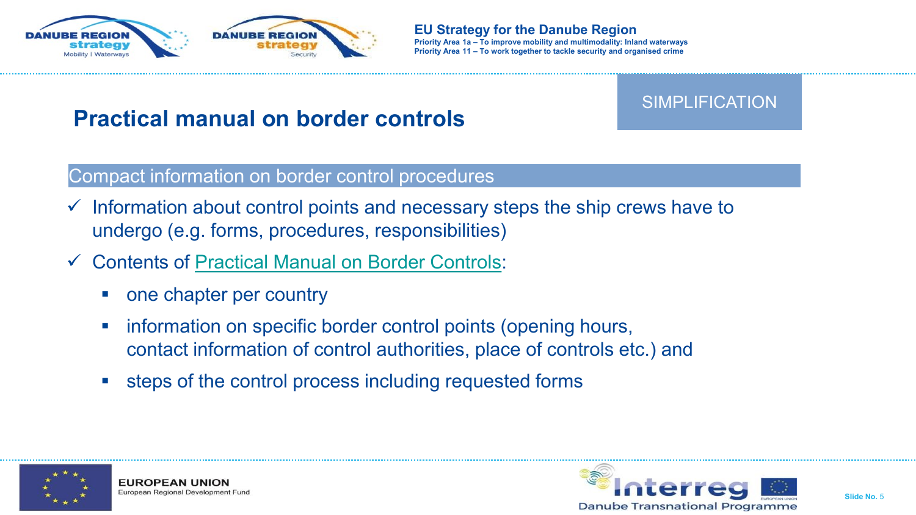# Practical manual on border controls

SIMPLIFICATION

## Compact information on border control procedures

- ✓ Information about control points and necessary steps the ship crews have to undergo (e.g. forms, procedures, responsibilities)
- ✓ Contents of Practical Manual on Border Controls:
  - one chapter per country
  - information on specific border control points (opening hours, contact information of control authorities, place of controls etc.) and
  - steps of the control process including requested forms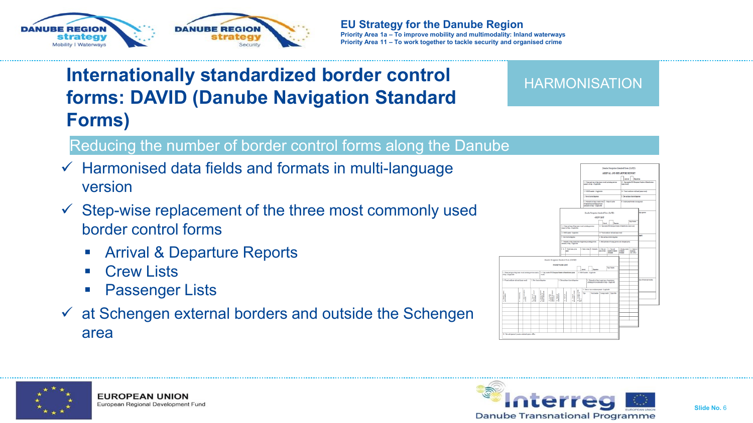# Internationally standardized border control forms: DAVID (Danube Navigation Standard Forms)

HARMONISATION

## Reducing the number of border control forms along the Danube

- ✓ Harmonised data fields and formats in multi-language version
- ✓ Step-wise replacement of the three most commonly used border control forms
  - Arrival & Departure Reports
  - Crew Lists
  - Passenger Lists
- ✓ at Schengen external borders and outside the Schengen area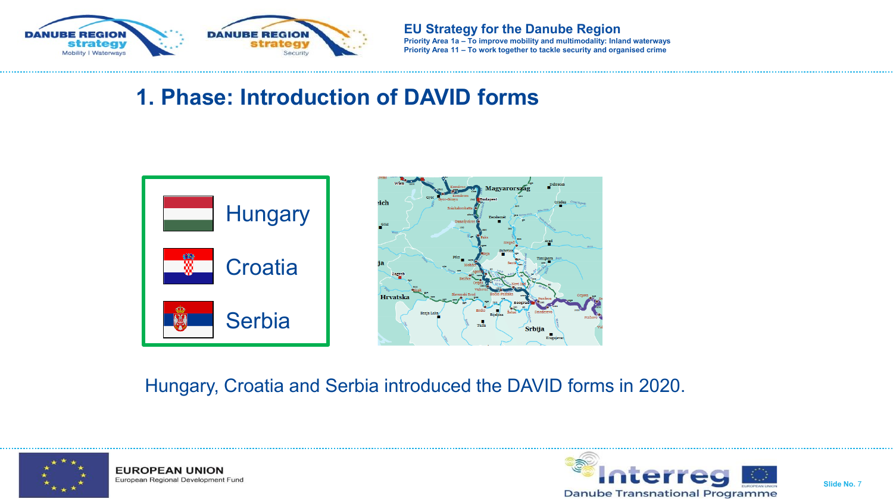# 1. Phase: Introduction of DAVID forms

- Hungary
- Croatia
- Serbia

Hungary, Croatia and Serbia introduced the DAVID forms in 2020.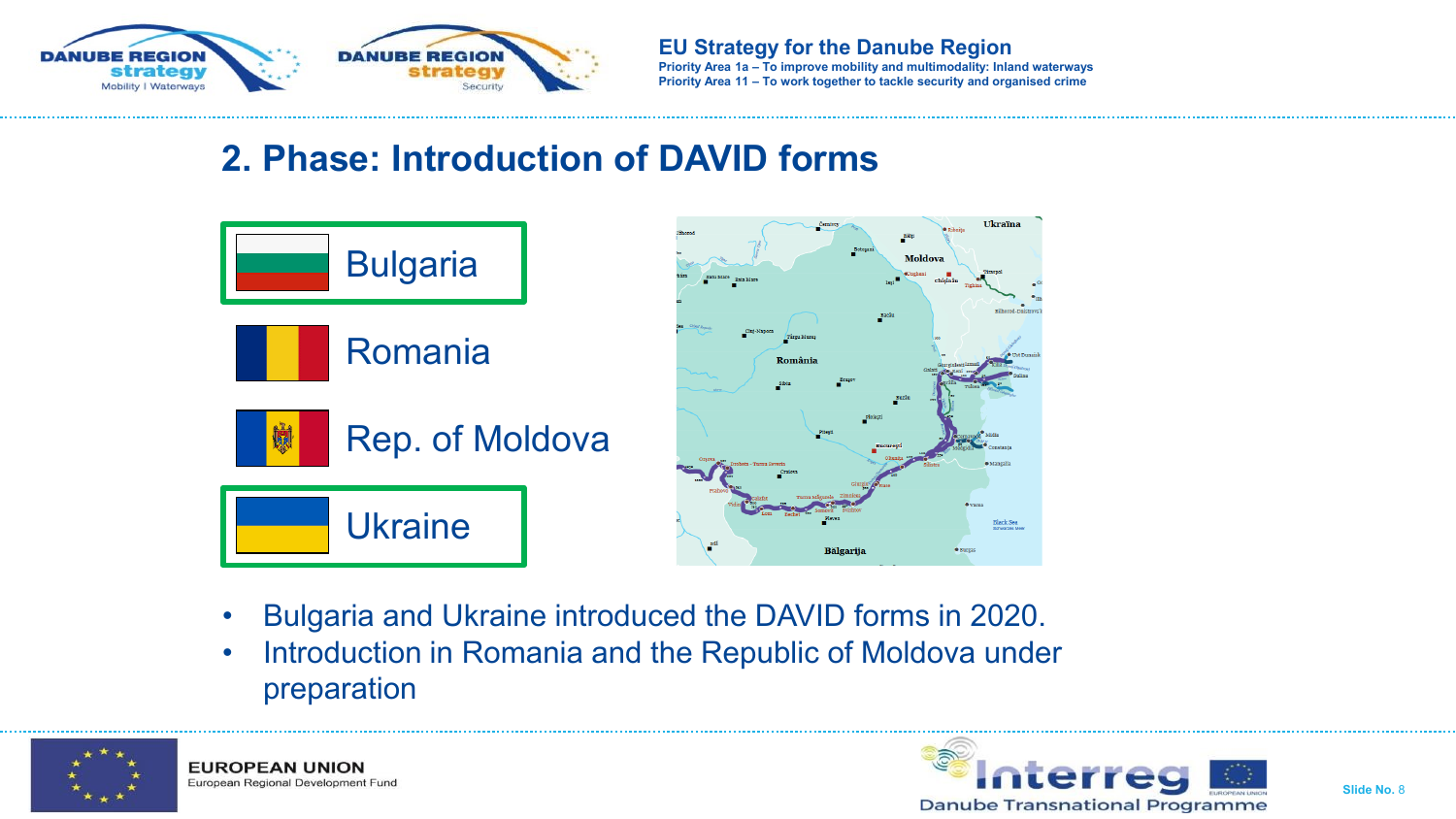## 2. Phase: Introduction of DAVID forms

- Bulgaria
- Romania
- Rep. of Moldova
- Ukraine

- Bulgaria and Ukraine introduced the DAVID forms in 2020.
- Introduction in Romania and the Republic of Moldova under preparation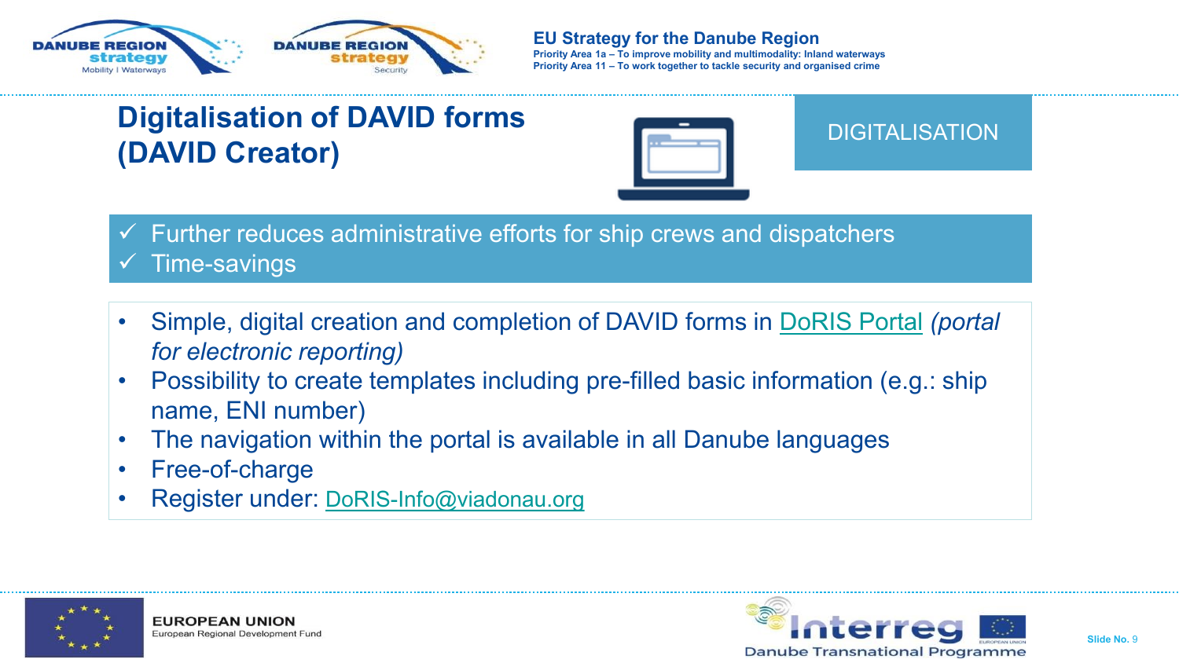# Digitalisation of DAVID forms (DAVID Creator)

DIGITALISATION

- ✓ Further reduces administrative efforts for ship crews and dispatchers
- ✓ Time-savings

- Simple, digital creation and completion of DAVID forms in DoRIS Portal *(portal for electronic reporting)*
- Possibility to create templates including pre-filled basic information (e.g.: ship name, ENI number)
- The navigation within the portal is available in all Danube languages
- Free-of-charge
- Register under: DoRIS-Info@viadonau.org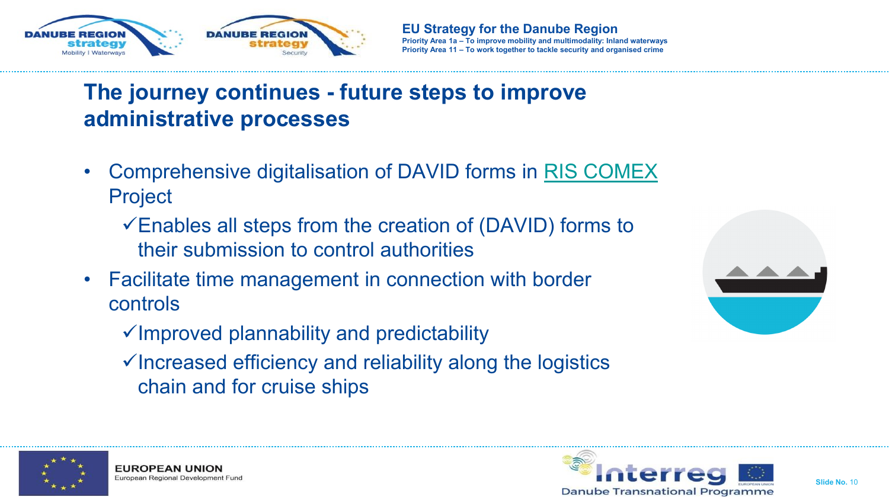# The journey continues - future steps to improve administrative processes

- Comprehensive digitalisation of DAVID forms in RIS COMEX Project
  - ✓Enables all steps from the creation of (DAVID) forms to their submission to control authorities
- Facilitate time management in connection with border controls
  - ✓Improved plannability and predictability
  - ✓Increased efficiency and reliability along the logistics chain and for cruise ships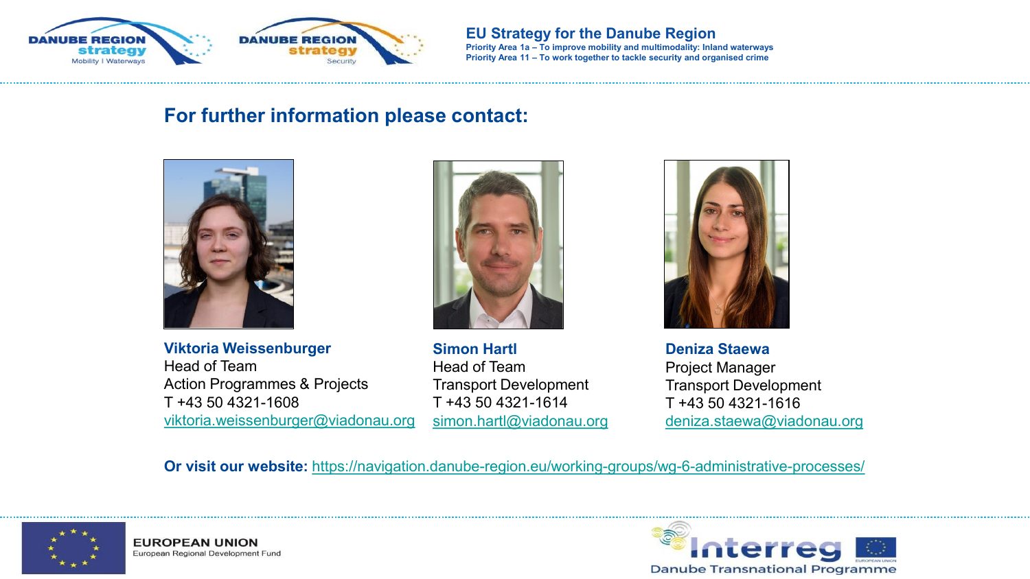## For further information please contact:

**Viktoria Weissenburger**
Head of Team
Action Programmes & Projects
T +43 50 4321-1608
viktoria.weissenburger@viadonau.org

**Simon Hartl**
Head of Team
Transport Development
T +43 50 4321-1614
simon.hartl@viadonau.org

**Deniza Staewa**
Project Manager
Transport Development
T +43 50 4321-1616
deniza.staewa@viadonau.org

**Or visit our website:** https://navigation.danube-region.eu/working-groups/wg-6-administrative-processes/